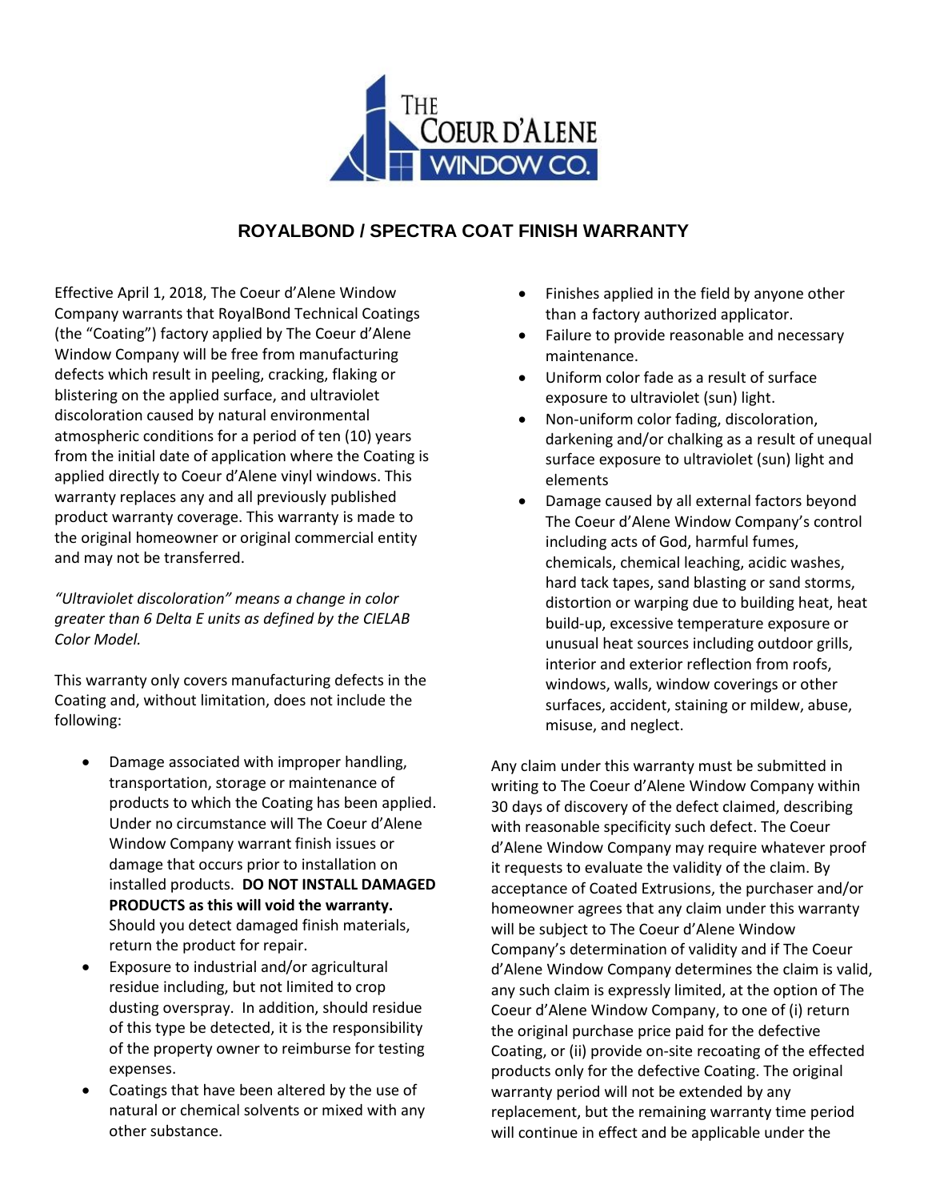# ROYALBOND / SPECTRA COAT FINISH WARRANTY

Effective April 1, 2018, The Coeur d'Alene Window Company warrants that RoyalBond Technical Coatings (the "Coating") factory applied by The Coeur d'Alene Window Company will be free from manufacturing defects which result in peeling, cracking, flaking or blistering on the applied surface, and ultraviolet discoloration caused by natural environmental atmospheric conditions for a period of ten (10) years from the initial date of application where the Coating is applied directly to Coeur d'Alene vinyl windows. This warranty replaces any and all previously published product warranty coverage. This warranty is made to the original homeowner or original commercial entity and may not be transferred.

*"Ultraviolet discoloration" means a change in color greater than 6 Delta E units as defined by the CIELAB Color Model.*

This warranty only covers manufacturing defects in the Coating and, without limitation, does not include the following:

- Damage associated with improper handling, transportation, storage or maintenance of products to which the Coating has been applied. Under no circumstance will The Coeur d'Alene Window Company warrant finish issues or damage that occurs prior to installation on installed products. **DO NOT INSTALL DAMAGED PRODUCTS as this will void the warranty.** Should you detect damaged finish materials, return the product for repair.
- Exposure to industrial and/or agricultural residue including, but not limited to crop dusting overspray. In addition, should residue of this type be detected, it is the responsibility of the property owner to reimburse for testing expenses.
- Coatings that have been altered by the use of natural or chemical solvents or mixed with any other substance.
- Finishes applied in the field by anyone other than a factory authorized applicator.
- Failure to provide reasonable and necessary maintenance.
- Uniform color fade as a result of surface exposure to ultraviolet (sun) light.
- Non-uniform color fading, discoloration, darkening and/or chalking as a result of unequal surface exposure to ultraviolet (sun) light and elements
- Damage caused by all external factors beyond The Coeur d'Alene Window Company's control including acts of God, harmful fumes, chemicals, chemical leaching, acidic washes, hard tack tapes, sand blasting or sand storms, distortion or warping due to building heat, heat build-up, excessive temperature exposure or unusual heat sources including outdoor grills, interior and exterior reflection from roofs, windows, walls, window coverings or other surfaces, accident, staining or mildew, abuse, misuse, and neglect.

Any claim under this warranty must be submitted in writing to The Coeur d'Alene Window Company within 30 days of discovery of the defect claimed, describing with reasonable specificity such defect. The Coeur d'Alene Window Company may require whatever proof it requests to evaluate the validity of the claim. By acceptance of Coated Extrusions, the purchaser and/or homeowner agrees that any claim under this warranty will be subject to The Coeur d'Alene Window Company's determination of validity and if The Coeur d'Alene Window Company determines the claim is valid, any such claim is expressly limited, at the option of The Coeur d'Alene Window Company, to one of (i) return the original purchase price paid for the defective Coating, or (ii) provide on-site recoating of the effected products only for the defective Coating. The original warranty period will not be extended by any replacement, but the remaining warranty time period will continue in effect and be applicable under the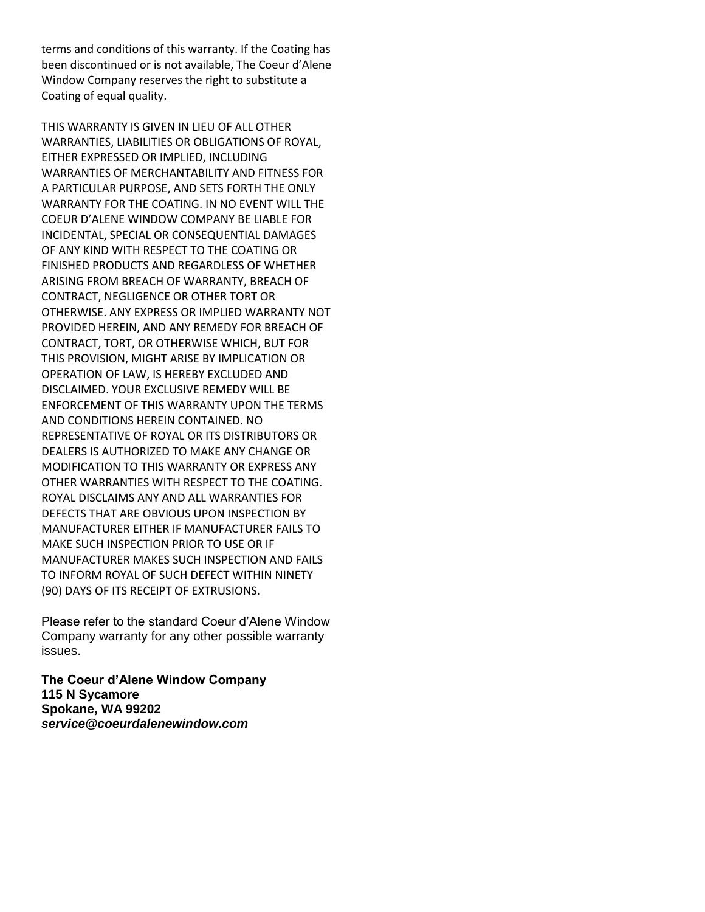terms and conditions of this warranty. If the Coating has been discontinued or is not available, The Coeur d'Alene Window Company reserves the right to substitute a Coating of equal quality.

THIS WARRANTY IS GIVEN IN LIEU OF ALL OTHER WARRANTIES, LIABILITIES OR OBLIGATIONS OF ROYAL, EITHER EXPRESSED OR IMPLIED, INCLUDING WARRANTIES OF MERCHANTABILITY AND FITNESS FOR A PARTICULAR PURPOSE, AND SETS FORTH THE ONLY WARRANTY FOR THE COATING. IN NO EVENT WILL THE COEUR D'ALENE WINDOW COMPANY BE LIABLE FOR INCIDENTAL, SPECIAL OR CONSEQUENTIAL DAMAGES OF ANY KIND WITH RESPECT TO THE COATING OR FINISHED PRODUCTS AND REGARDLESS OF WHETHER ARISING FROM BREACH OF WARRANTY, BREACH OF CONTRACT, NEGLIGENCE OR OTHER TORT OR OTHERWISE. ANY EXPRESS OR IMPLIED WARRANTY NOT PROVIDED HEREIN, AND ANY REMEDY FOR BREACH OF CONTRACT, TORT, OR OTHERWISE WHICH, BUT FOR THIS PROVISION, MIGHT ARISE BY IMPLICATION OR OPERATION OF LAW, IS HEREBY EXCLUDED AND DISCLAIMED. YOUR EXCLUSIVE REMEDY WILL BE ENFORCEMENT OF THIS WARRANTY UPON THE TERMS AND CONDITIONS HEREIN CONTAINED. NO REPRESENTATIVE OF ROYAL OR ITS DISTRIBUTORS OR DEALERS IS AUTHORIZED TO MAKE ANY CHANGE OR MODIFICATION TO THIS WARRANTY OR EXPRESS ANY OTHER WARRANTIES WITH RESPECT TO THE COATING. ROYAL DISCLAIMS ANY AND ALL WARRANTIES FOR DEFECTS THAT ARE OBVIOUS UPON INSPECTION BY MANUFACTURER EITHER IF MANUFACTURER FAILS TO MAKE SUCH INSPECTION PRIOR TO USE OR IF MANUFACTURER MAKES SUCH INSPECTION AND FAILS TO INFORM ROYAL OF SUCH DEFECT WITHIN NINETY (90) DAYS OF ITS RECEIPT OF EXTRUSIONS.

Please refer to the standard Coeur d'Alene Window Company warranty for any other possible warranty issues.

**The Coeur d'Alene Window Company**
**115 N Sycamore**
**Spokane, WA 99202**
***service@coeurdalenewindow.com***